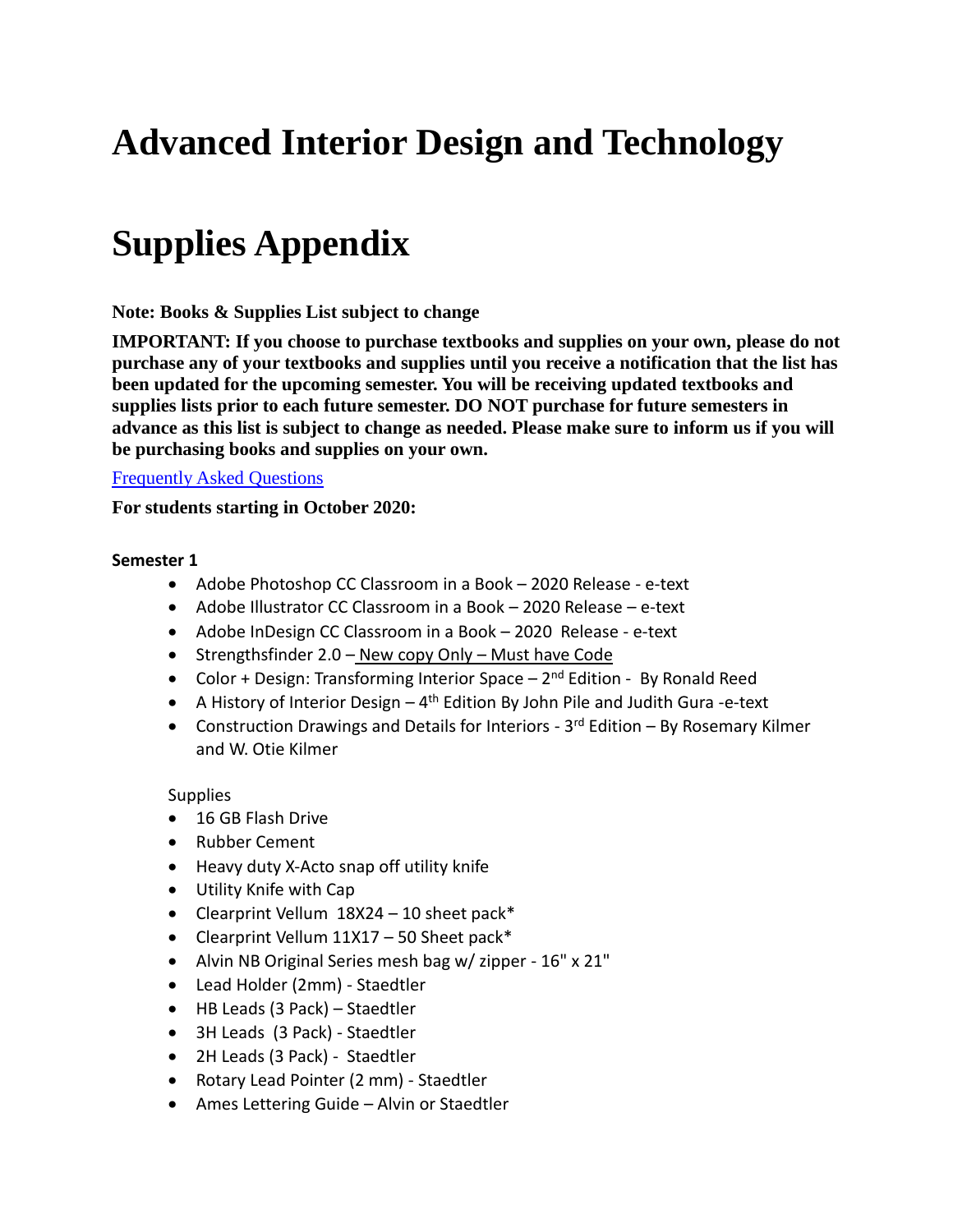# Advanced Interior Design and Technology

# Supplies Appendix

**Note: Books & Supplies List subject to change**

**IMPORTANT: If you choose to purchase textbooks and supplies on your own, please do not purchase any of your textbooks and supplies until you receive a notification that the list has been updated for the upcoming semester. You will be receiving updated textbooks and supplies lists prior to each future semester. DO NOT purchase for future semesters in advance as this list is subject to change as needed. Please make sure to inform us if you will be purchasing books and supplies on your own.**

[Frequently Asked Questions]

**For students starting in October 2020:**

**Semester 1**

- Adobe Photoshop CC Classroom in a Book – 2020 Release - e-text
- Adobe Illustrator CC Classroom in a Book – 2020 Release – e-text
- Adobe InDesign CC Classroom in a Book – 2020 Release - e-text
- Strengthsfinder 2.0 – New copy Only – Must have Code
- Color + Design: Transforming Interior Space – 2nd Edition - By Ronald Reed
- A History of Interior Design – 4th Edition By John Pile and Judith Gura -e-text
- Construction Drawings and Details for Interiors - 3rd Edition – By Rosemary Kilmer and W. Otie Kilmer

Supplies

- 16 GB Flash Drive
- Rubber Cement
- Heavy duty X-Acto snap off utility knife
- Utility Knife with Cap
- Clearprint Vellum 18X24 – 10 sheet pack*
- Clearprint Vellum 11X17 – 50 Sheet pack*
- Alvin NB Original Series mesh bag w/ zipper - 16" x 21"
- Lead Holder (2mm) - Staedtler
- HB Leads (3 Pack) – Staedtler
- 3H Leads (3 Pack) - Staedtler
- 2H Leads (3 Pack) - Staedtler
- Rotary Lead Pointer (2 mm) - Staedtler
- Ames Lettering Guide – Alvin or Staedtler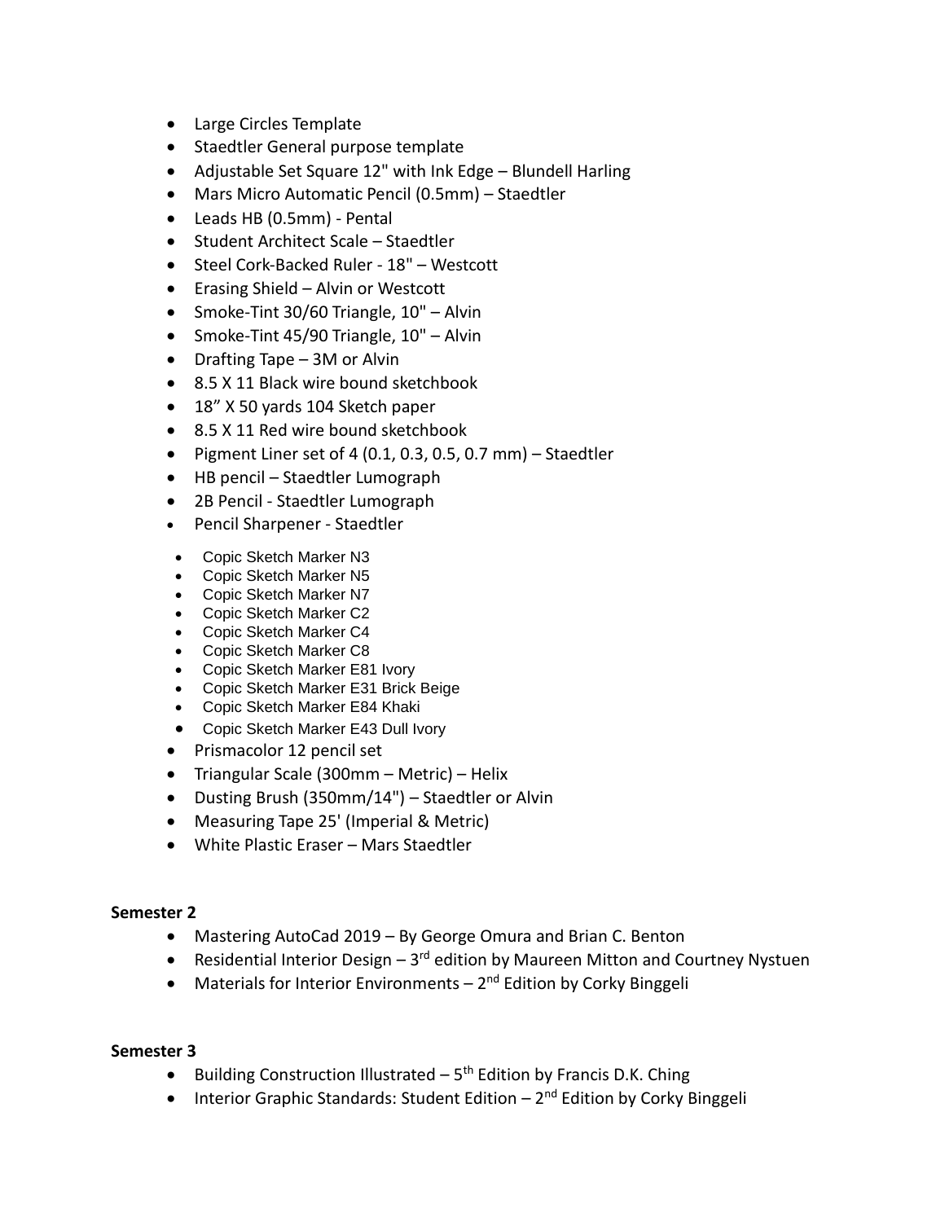- Large Circles Template
- Staedtler General purpose template
- Adjustable Set Square 12" with Ink Edge – Blundell Harling
- Mars Micro Automatic Pencil (0.5mm) – Staedtler
- Leads HB (0.5mm) - Pental
- Student Architect Scale – Staedtler
- Steel Cork-Backed Ruler - 18" – Westcott
- Erasing Shield – Alvin or Westcott
- Smoke-Tint 30/60 Triangle, 10" – Alvin
- Smoke-Tint 45/90 Triangle, 10" – Alvin
- Drafting Tape – 3M or Alvin
- 8.5 X 11 Black wire bound sketchbook
- 18” X 50 yards 104 Sketch paper
- 8.5 X 11 Red wire bound sketchbook
- Pigment Liner set of 4 (0.1, 0.3, 0.5, 0.7 mm) – Staedtler
- HB pencil – Staedtler Lumograph
- 2B Pencil - Staedtler Lumograph
- Pencil Sharpener - Staedtler
- Copic Sketch Marker N3
- Copic Sketch Marker N5
- Copic Sketch Marker N7
- Copic Sketch Marker C2
- Copic Sketch Marker C4
- Copic Sketch Marker C8
- Copic Sketch Marker E81 Ivory
- Copic Sketch Marker E31 Brick Beige
- Copic Sketch Marker E84 Khaki
- Copic Sketch Marker E43 Dull Ivory
- Prismacolor 12 pencil set
- Triangular Scale (300mm – Metric) – Helix
- Dusting Brush (350mm/14") – Staedtler or Alvin
- Measuring Tape 25' (Imperial & Metric)
- White Plastic Eraser – Mars Staedtler

**Semester 2**

- Mastering AutoCad 2019 – By George Omura and Brian C. Benton
- Residential Interior Design – 3rd edition by Maureen Mitton and Courtney Nystuen
- Materials for Interior Environments – 2nd Edition by Corky Binggeli

**Semester 3**

- Building Construction Illustrated – 5th Edition by Francis D.K. Ching
- Interior Graphic Standards: Student Edition – 2nd Edition by Corky Binggeli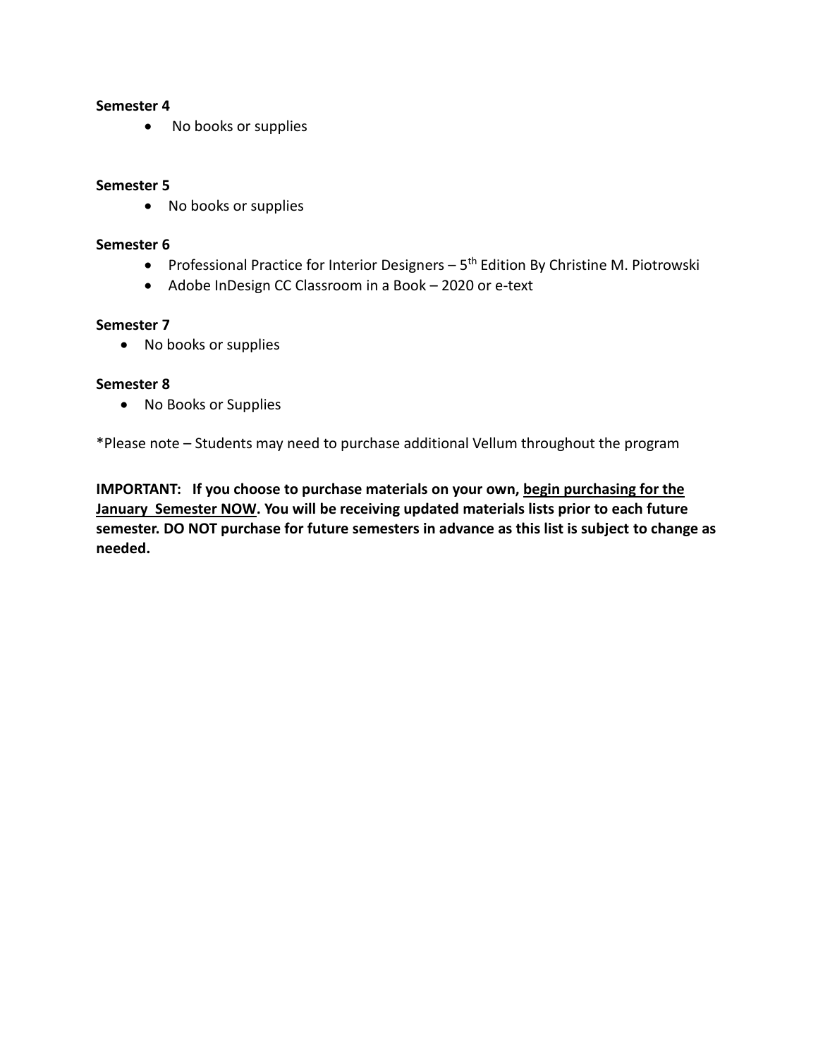**Semester 4**

- No books or supplies

**Semester 5**

- No books or supplies

**Semester 6**

- Professional Practice for Interior Designers – 5th Edition By Christine M. Piotrowski
- Adobe InDesign CC Classroom in a Book – 2020 or e-text

**Semester 7**

- No books or supplies

**Semester 8**

- No Books or Supplies

*Please note – Students may need to purchase additional Vellum throughout the program

**IMPORTANT: If you choose to purchase materials on your own, <u>begin purchasing for the January Semester NOW</u>. You will be receiving updated materials lists prior to each future semester. DO NOT purchase for future semesters in advance as this list is subject to change as needed.**